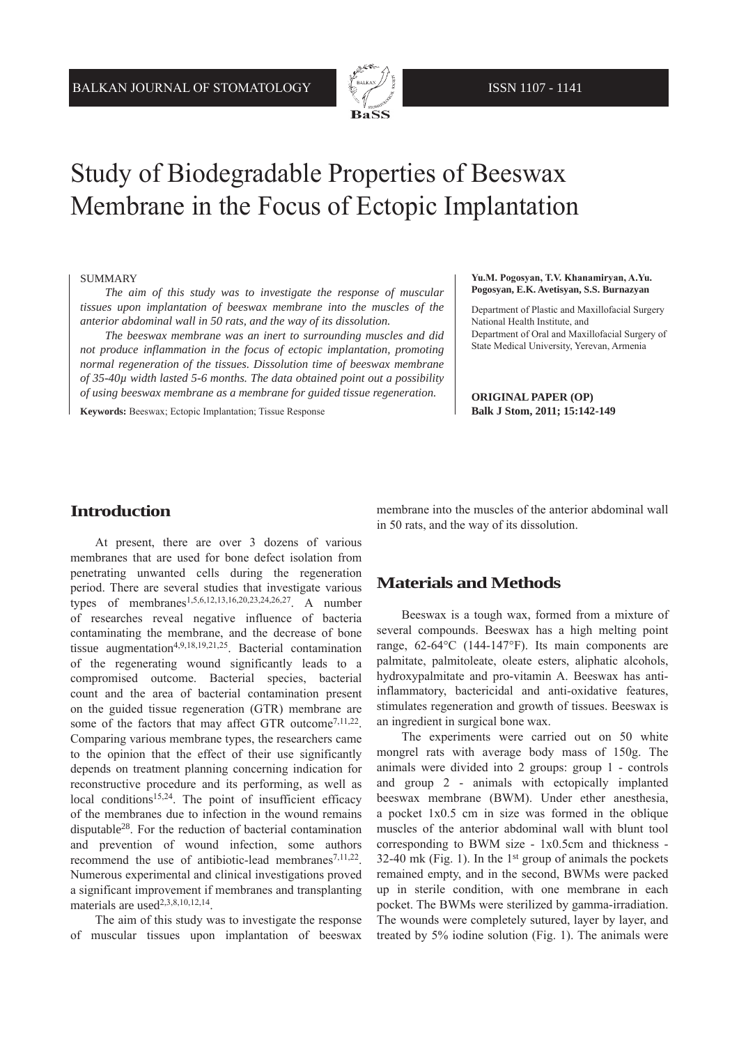# Study of Biodegradable Properties of Beeswax Membrane in the Focus of Ectopic Implantation

SUMMARY

*The aim of this study was to investigate the response of muscular tissues upon implantation of beeswax membrane into the muscles of the anterior abdominal wall in 50 rats, and the way of its dissolution.*

*The beeswax membrane was an inert to surrounding muscles and did not produce inflammation in the focus of ectopic implantation, promoting normal regeneration of the tissues. Dissolution time of beeswax membrane of 35-40μ width lasted 5-6 months. The data obtained point out a possibility of using beeswax membrane as a membrane for guided tissue regeneration.*

**Keywords:** Beeswax; Ectopic Implantation; Tissue Response

**Yu.M. Pogosyan, T.V. Khanamiryan, A.Yu. Pogosyan, E.K. Avetisyan, S.S. Burnazyan**

Department of Plastic and Maxillofacial Surgery National Health Institute, and
Department of Oral and Maxillofacial Surgery of State Medical University, Yerevan, Armenia

**ORIGINAL PAPER (OP)**
**Balk J Stom, 2011; 15:142-149**

## Introduction

At present, there are over 3 dozens of various membranes that are used for bone defect isolation from penetrating unwanted cells during the regeneration period. There are several studies that investigate various types of membranes[1,5,6,12,13,16,20,23,24,26,27]. A number of researches reveal negative influence of bacteria contaminating the membrane, and the decrease of bone tissue augmentation[4,9,18,19,21,25]. Bacterial contamination of the regenerating wound significantly leads to a compromised outcome. Bacterial species, bacterial count and the area of bacterial contamination present on the guided tissue regeneration (GTR) membrane are some of the factors that may affect GTR outcome[7,11,22]. Comparing various membrane types, the researchers came to the opinion that the effect of their use significantly depends on treatment planning concerning indication for reconstructive procedure and its performing, as well as local conditions[15,24]. The point of insufficient efficacy of the membranes due to infection in the wound remains disputable[28]. For the reduction of bacterial contamination and prevention of wound infection, some authors recommend the use of antibiotic-lead membranes[7,11,22]. Numerous experimental and clinical investigations proved a significant improvement if membranes and transplanting materials are used[2,3,8,10,12,14].

The aim of this study was to investigate the response of muscular tissues upon implantation of beeswax membrane into the muscles of the anterior abdominal wall in 50 rats, and the way of its dissolution.

## Materials and Methods

Beeswax is a tough wax, formed from a mixture of several compounds. Beeswax has a high melting point range, 62-64°C (144-147°F). Its main components are palmitate, palmitoleate, oleate esters, aliphatic alcohols, hydroxypalmitate and pro-vitamin A. Beeswax has anti-inflammatory, bactericidal and anti-oxidative features, stimulates regeneration and growth of tissues. Beeswax is an ingredient in surgical bone wax.

The experiments were carried out on 50 white mongrel rats with average body mass of 150g. The animals were divided into 2 groups: group 1 - controls and group 2 - animals with ectopically implanted beeswax membrane (BWM). Under ether anesthesia, a pocket 1x0.5 cm in size was formed in the oblique muscles of the anterior abdominal wall with blunt tool corresponding to BWM size - 1x0.5cm and thickness - 32-40 mk (Fig. 1). In the 1st group of animals the pockets remained empty, and in the second, BWMs were packed up in sterile condition, with one membrane in each pocket. The BWMs were sterilized by gamma-irradiation. The wounds were completely sutured, layer by layer, and treated by 5% iodine solution (Fig. 1). The animals were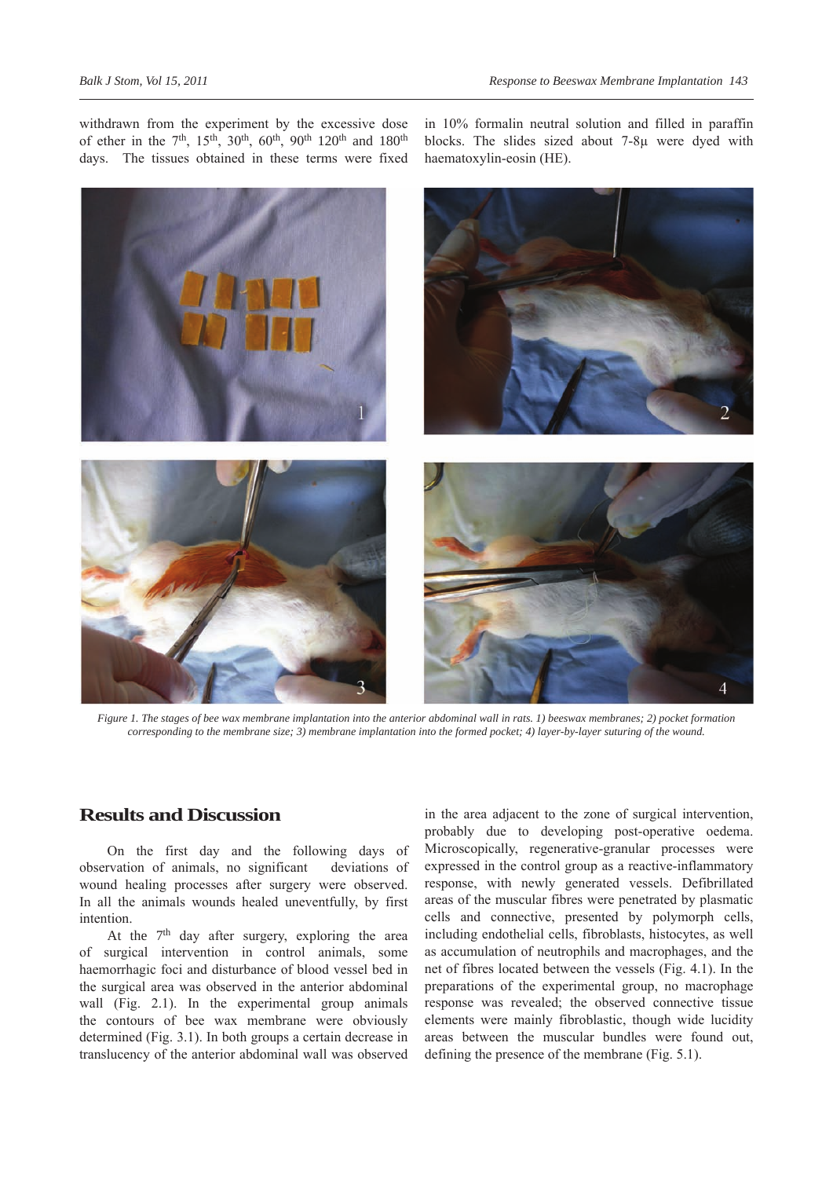withdrawn from the experiment by the excessive dose of ether in the 7th, 15th, 30th, 60th, 90th 120th and 180th days. The tissues obtained in these terms were fixed in 10% formalin neutral solution and filled in paraffin blocks. The slides sized about 7-8µ were dyed with haematoxylin-eosin (HE).

*Figure 1. The stages of bee wax membrane implantation into the anterior abdominal wall in rats. 1) beeswax membranes; 2) pocket formation corresponding to the membrane size; 3) membrane implantation into the formed pocket; 4) layer-by-layer suturing of the wound.*

## Results and Discussion

On the first day and the following days of observation of animals, no significant deviations of wound healing processes after surgery were observed. In all the animals wounds healed uneventfully, by first intention.

At the 7th day after surgery, exploring the area of surgical intervention in control animals, some haemorrhagic foci and disturbance of blood vessel bed in the surgical area was observed in the anterior abdominal wall (Fig. 2.1). In the experimental group animals the contours of bee wax membrane were obviously determined (Fig. 3.1). In both groups a certain decrease in translucency of the anterior abdominal wall was observed in the area adjacent to the zone of surgical intervention, probably due to developing post-operative oedema. Microscopically, regenerative-granular processes were expressed in the control group as a reactive-inflammatory response, with newly generated vessels. Defibrillated areas of the muscular fibres were penetrated by plasmatic cells and connective, presented by polymorph cells, including endothelial cells, fibroblasts, histocytes, as well as accumulation of neutrophils and macrophages, and the net of fibres located between the vessels (Fig. 4.1). In the preparations of the experimental group, no macrophage response was revealed; the observed connective tissue elements were mainly fibroblastic, though wide lucidity areas between the muscular bundles were found out, defining the presence of the membrane (Fig. 5.1).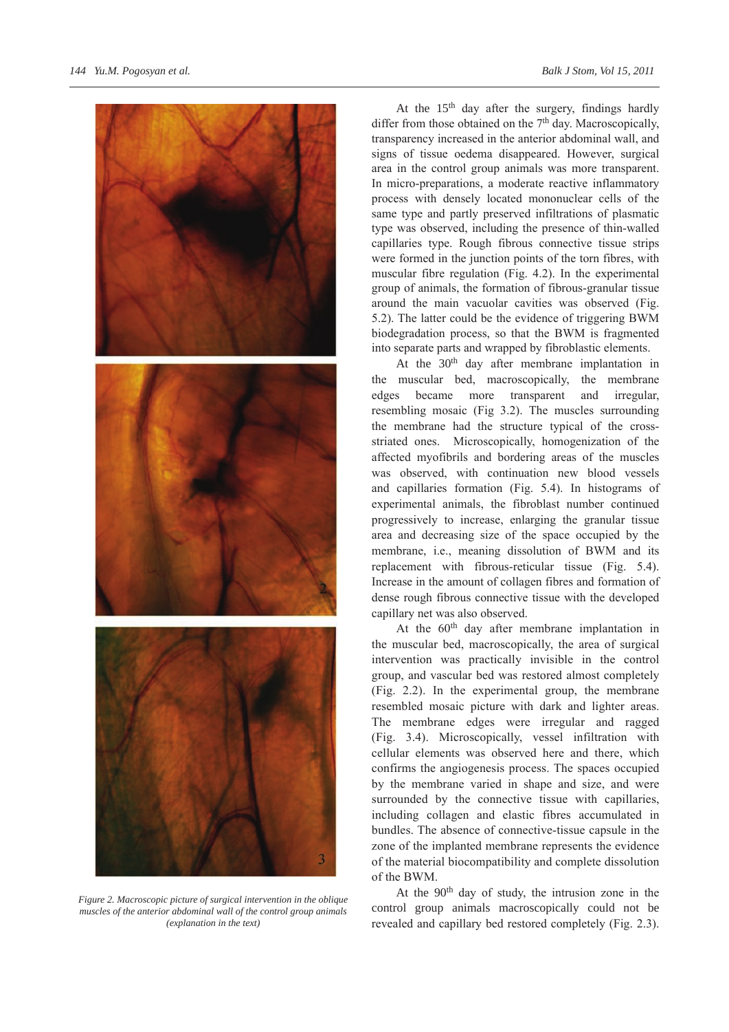*Figure 2. Macroscopic picture of surgical intervention in the oblique muscles of the anterior abdominal wall of the control group animals (explanation in the text)*

At the 15th day after the surgery, findings hardly differ from those obtained on the 7th day. Macroscopically, transparency increased in the anterior abdominal wall, and signs of tissue oedema disappeared. However, surgical area in the control group animals was more transparent. In micro-preparations, a moderate reactive inflammatory process with densely located mononuclear cells of the same type and partly preserved infiltrations of plasmatic type was observed, including the presence of thin-walled capillaries type. Rough fibrous connective tissue strips were formed in the junction points of the torn fibres, with muscular fibre regulation (Fig. 4.2). In the experimental group of animals, the formation of fibrous-granular tissue around the main vacuolar cavities was observed (Fig. 5.2). The latter could be the evidence of triggering BWM biodegradation process, so that the BWM is fragmented into separate parts and wrapped by fibroblastic elements.

At the 30th day after membrane implantation in the muscular bed, macroscopically, the membrane edges became more transparent and irregular, resembling mosaic (Fig 3.2). The muscles surrounding the membrane had the structure typical of the cross-striated ones. Microscopically, homogenization of the affected myofibrils and bordering areas of the muscles was observed, with continuation new blood vessels and capillaries formation (Fig. 5.4). In histograms of experimental animals, the fibroblast number continued progressively to increase, enlarging the granular tissue area and decreasing size of the space occupied by the membrane, i.e., meaning dissolution of BWM and its replacement with fibrous-reticular tissue (Fig. 5.4). Increase in the amount of collagen fibres and formation of dense rough fibrous connective tissue with the developed capillary net was also observed.

At the 60th day after membrane implantation in the muscular bed, macroscopically, the area of surgical intervention was practically invisible in the control group, and vascular bed was restored almost completely (Fig. 2.2). In the experimental group, the membrane resembled mosaic picture with dark and lighter areas. The membrane edges were irregular and ragged (Fig. 3.4). Microscopically, vessel infiltration with cellular elements was observed here and there, which confirms the angiogenesis process. The spaces occupied by the membrane varied in shape and size, and were surrounded by the connective tissue with capillaries, including collagen and elastic fibres accumulated in bundles. The absence of connective-tissue capsule in the zone of the implanted membrane represents the evidence of the material biocompatibility and complete dissolution of the BWM.

At the 90th day of study, the intrusion zone in the control group animals macroscopically could not be revealed and capillary bed restored completely (Fig. 2.3).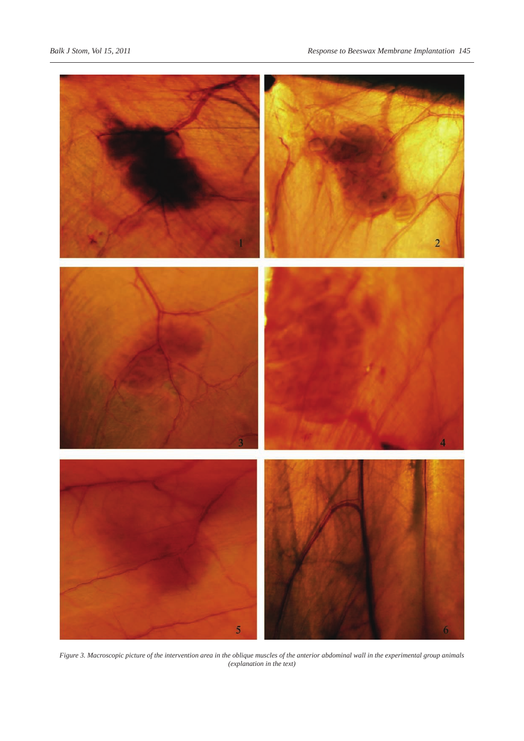*Figure 3. Macroscopic picture of the intervention area in the oblique muscles of the anterior abdominal wall in the experimental group animals (explanation in the text)*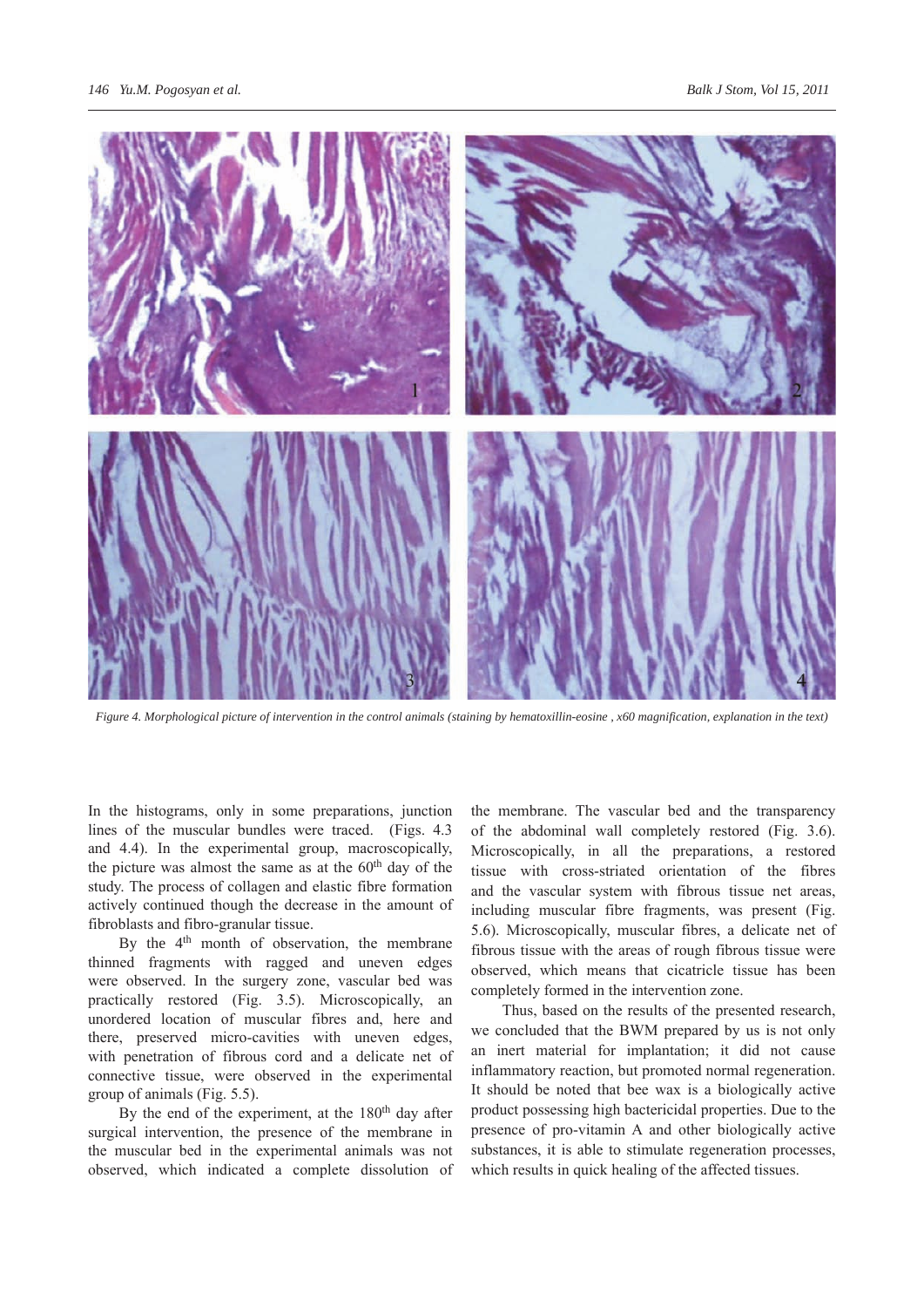Figure 4. Morphological picture of intervention in the control animals (staining by hematoxillin-eosine , x60 magnification, explanation in the text)

In the histograms, only in some preparations, junction lines of the muscular bundles were traced. (Figs. 4.3 and 4.4). In the experimental group, macroscopically, the picture was almost the same as at the 60th day of the study. The process of collagen and elastic fibre formation actively continued though the decrease in the amount of fibroblasts and fibro-granular tissue.

By the 4th month of observation, the membrane thinned fragments with ragged and uneven edges were observed. In the surgery zone, vascular bed was practically restored (Fig. 3.5). Microscopically, an unordered location of muscular fibres and, here and there, preserved micro-cavities with uneven edges, with penetration of fibrous cord and a delicate net of connective tissue, were observed in the experimental group of animals (Fig. 5.5).

By the end of the experiment, at the 180th day after surgical intervention, the presence of the membrane in the muscular bed in the experimental animals was not observed, which indicated a complete dissolution of the membrane. The vascular bed and the transparency of the abdominal wall completely restored (Fig. 3.6). Microscopically, in all the preparations, a restored tissue with cross-striated orientation of the fibres and the vascular system with fibrous tissue net areas, including muscular fibre fragments, was present (Fig. 5.6). Microscopically, muscular fibres, a delicate net of fibrous tissue with the areas of rough fibrous tissue were observed, which means that cicatricle tissue has been completely formed in the intervention zone.

Thus, based on the results of the presented research, we concluded that the BWM prepared by us is not only an inert material for implantation; it did not cause inflammatory reaction, but promoted normal regeneration. It should be noted that bee wax is a biologically active product possessing high bactericidal properties. Due to the presence of pro-vitamin A and other biologically active substances, it is able to stimulate regeneration processes, which results in quick healing of the affected tissues.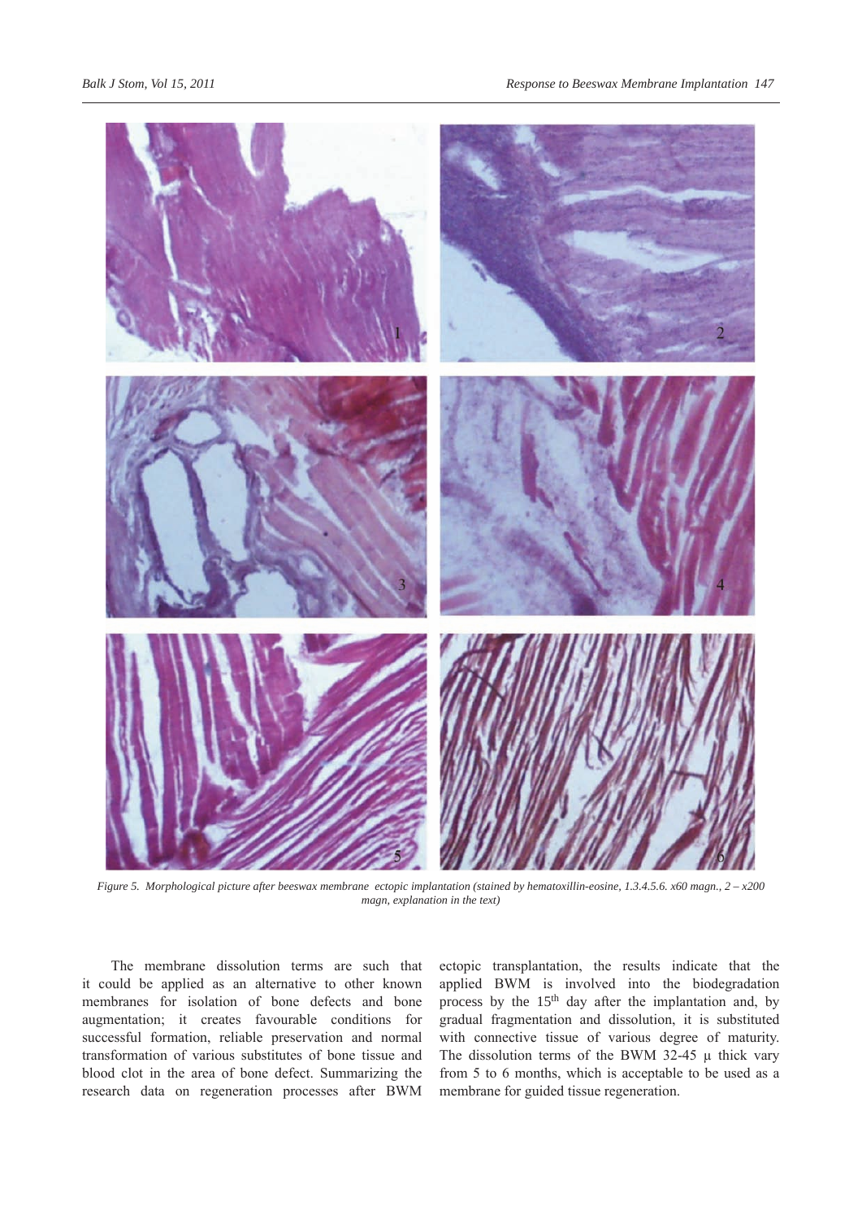*Figure 5. Morphological picture after beeswax membrane ectopic implantation (stained by hematoxillin-eosine, 1.3.4.5.6. x60 magn., 2 – x200 magn, explanation in the text)*

The membrane dissolution terms are such that it could be applied as an alternative to other known membranes for isolation of bone defects and bone augmentation; it creates favourable conditions for successful formation, reliable preservation and normal transformation of various substitutes of bone tissue and blood clot in the area of bone defect. Summarizing the research data on regeneration processes after BWM ectopic transplantation, the results indicate that the applied BWM is involved into the biodegradation process by the 15$^{th}$ day after the implantation and, by gradual fragmentation and dissolution, it is substituted with connective tissue of various degree of maturity. The dissolution terms of the BWM 32-45 µ thick vary from 5 to 6 months, which is acceptable to be used as a membrane for guided tissue regeneration.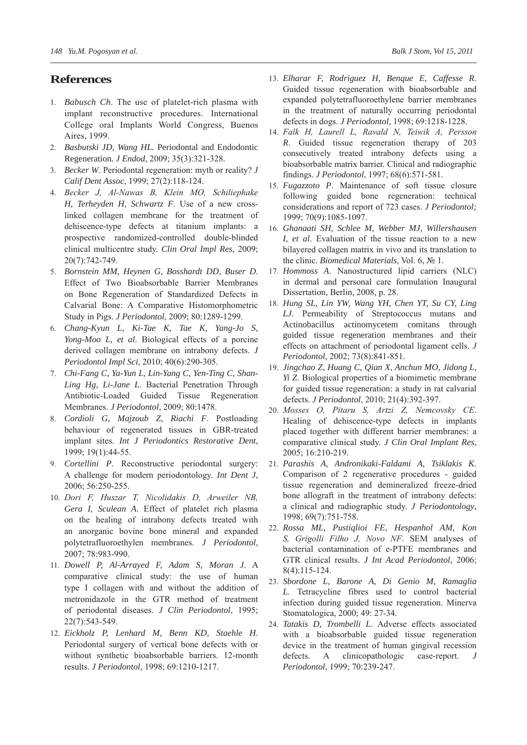## References

1. *Babusch Ch*. The use of platelet-rich plasma with implant reconstructive procedures. International College oral Implants World Congress, Buenos Aires, 1999.
2. *Basbutski JD, Wang HL*. Periodontal and Endodontic Regeneration. *J Endod,* 2009; 35(3):321-328.
3. *Becker W*. Periodontal regeneration: myth or reality? *J Calif Dent Assoc*, 1999; 27(2):118-124.
4. *Becker J, Al-Nawas B, Klein MO, Schiliephake H, Terheyden H, Schwartz F*. Use of a new cross-linked collagen membrane for the treatment of dehiscence-type defects at titanium implants: a prospective randomized-controlled double-blinded clinical multicentre study. *Clin Oral Impl Res*, 2009; 20(7):742-749.
5. *Bornstein MM, Heynen G, Bosshardt DD, Buser D*. Effect of Two Bioabsorbable Barrier Membranes on Bone Regeneration of Standardized Defects in Calvarial Bone: A Comparative Histomorphometric Study in Pigs. *J Periodontol*, 2009; 80:1289-1299.
6. *Chang-Kyun L, Ki-Tae K, Tae K, Yang-Jo S, Yong-Moo L, et al*. Biological effects of a porcine derived collagen membrane on intrabony defects. *J Periodontol Impl Sci*, 2010; 40(6):290-305.
7. *Chi-Fang C, Ya-Yun L, Lin-Yang C, Yen-Ting C, Shan-Ling Hg, Li-Jane L*. Bacterial Penetration Through Antibiotic-Loaded Guided Tissue Regeneration Membranes. *J Periodontol*, 2009; 80:1478.
8. *Cordioli G, Majzoub Z, Riachi F*. Postloading behaviour of regenerated tissues in GBR-treated implant sites. *Int J Periodontics Restorative Dent*, 1999; 19(1):44-55.
9. *Cortellini P*. Reconstructive periodontal surgery: A challenge for modern periodontology. *Int Dent J*, 2006; 56:250-255.
10. *Dori F, Huszar T, Nicolidakis D, Arweiler NB, Gera I, Sculean A*. Effect of platelet rich plasma on the healing of intrabony defects treated with an anorganic bovine bone mineral and expanded polytetrafluoroethylen membranes. *J Periodontol*, 2007; 78:983-990.
11. *Dowell P, Al-Arrayed F, Adam S, Moran J*. A comparative clinical study: the use of human type I collagen with and without the addition of metronidazole in the GTR method of treatment of periodontal diseases. *J Clin Periodontol*, 1995; 22(7):543-549.
12. *Eickholz P, Lenhard M, Benn KD, Staehle H*. Periodontal surgery of vertical bone defects with or without synthetic bioabsorbable barriers. 12-month results. *J Periodontol*, 1998; 69:1210-1217.
13. *Elharar F, Rodriguez H, Benque E, Caffesse R*. Guided tissue regeneration with bioabsorbable and expanded polytetrafluoroethylene barrier membranes in the treatment of naturally occurring periodontal defects in dogs. *J Periodontol*, 1998; 69:1218-1228.
14. *Falk H, Laurell L, Ravald N, Teiwik A, Persson R*. Guided tissue regeneration therapy of 203 consecutively treated intrabony defects using a bioabsorbable matrix barrier. Clinical and radiographic findings. *J Periodontol*, 1997; 68(6):571-581.
15. *Fugazzoto P*. Maintenance of soft tissue closure following guided bone regeneration: technical considerations and report of 723 cases. *J Periodontol;* 1999; 70(9):1085-1097.
16. *Ghanaati SH, Schlee M, Webber MJ, Willershausen I, et al*. Evaluation of the tissue reaction to a new bilayered collagen matrix in vivo and its translation to the clinic. *Biomedical Materials*, Vol. 6, № 1.
17. *Hommoss A*. Nanostructured lipid carriers (NLC) in dermal and personal care formulation Inaugural Dissertation, Berlin, 2008, p. 28.
18. *Hung SL, Lin YW, Wang YH, Chen YT, Su CY, Ling LJ*. Permeability of Streptococcus mutans and Actinobacillus actinomycetem comitans through guided tissue regeneration membranes and their effects on attachment of periodontal ligament cells. *J Periodontol*, 2002; 73(8):841-851.
19. *Jingchao Z, Huang C, Qian X, Anchun MO, Jidong L, Yi Z*. Biological properties of a biomimetic membrane for guided tissue regeneration: a study in rat calvarial defects. *J Periodontol*, 2010; 21(4):392-397.
20. *Mosses O, Pitaru S, Artzi Z, Nemcovsky CE*. Healing of dehiscence-type defects in implants placed together with different barrier membranes: a comparative clinical study. *J Clin Oral Implant Res*, 2005; 16:210-219.
21. *Parashis A, Andronikaki-Faldami A, Tsiklakis K*. Comparison of 2 regenerative procedures - guided tissue regeneration and demineralized freeze-dried bone allograft in the treatment of intrabony defects: a clinical and radiographic study. *J Periodontology*, 1998; 69(7):751-758.
22. *Rossa ML, Pustiqlioi FE, Hespanhol AM, Kon S, Grigolli Filho J, Novo NF*. SEM analyses of bacterial contamination of e-PTFE membranes and GTR clinical results. *J Int Acad Periodontol*, 2006; 8(4):115-124.
23. *Sbordone L, Barone A, Di Genio M, Ramaglia L*. Tetracycline fibres used to control bacterial infection during guided tissue regeneration. Minerva Stomatologica, 2000; 49: 27-34.
24. *Tatakis D, Trombelli L*. Adverse effects associated with a bioabsorbable guided tissue regeneration device in the treatment of human gingival recession defects. A clinicopathologic case-report. *J Periodontol*, 1999; 70:239-247.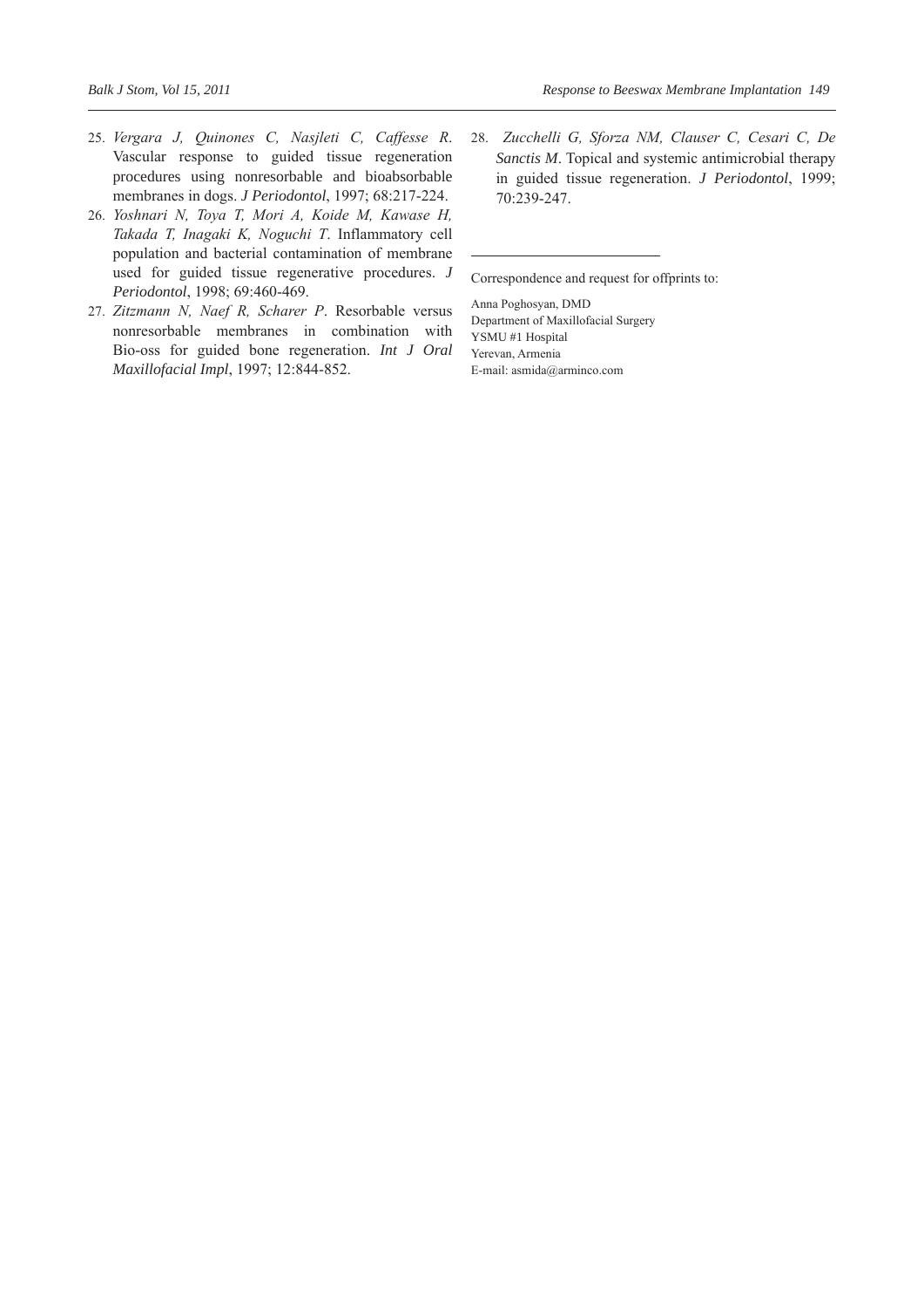25. *Vergara J, Quinones C, Nasjleti C, Caffesse R*. Vascular response to guided tissue regeneration procedures using nonresorbable and bioabsorbable membranes in dogs. *J Periodontol*, 1997; 68:217-224.
26. *Yoshnari N, Toya T, Mori A, Koide M, Kawase H, Takada T, Inagaki K, Noguchi T*. Inflammatory cell population and bacterial contamination of membrane used for guided tissue regenerative procedures. *J Periodontol*, 1998; 69:460-469.
27. *Zitzmann N, Naef R, Scharer P*. Resorbable versus nonresorbable membranes in combination with Bio-oss for guided bone regeneration. *Int J Oral Maxillofacial Impl*, 1997; 12:844-852.
28. *Zucchelli G, Sforza NM, Clauser C, Cesari C, De Sanctis M*. Topical and systemic antimicrobial therapy in guided tissue regeneration. *J Periodontol*, 1999; 70:239-247.

---

Correspondence and request for offprints to:

Anna Poghosyan, DMD
Department of Maxillofacial Surgery
YSMU #1 Hospital
Yerevan, Armenia
E-mail: asmida@arminco.com